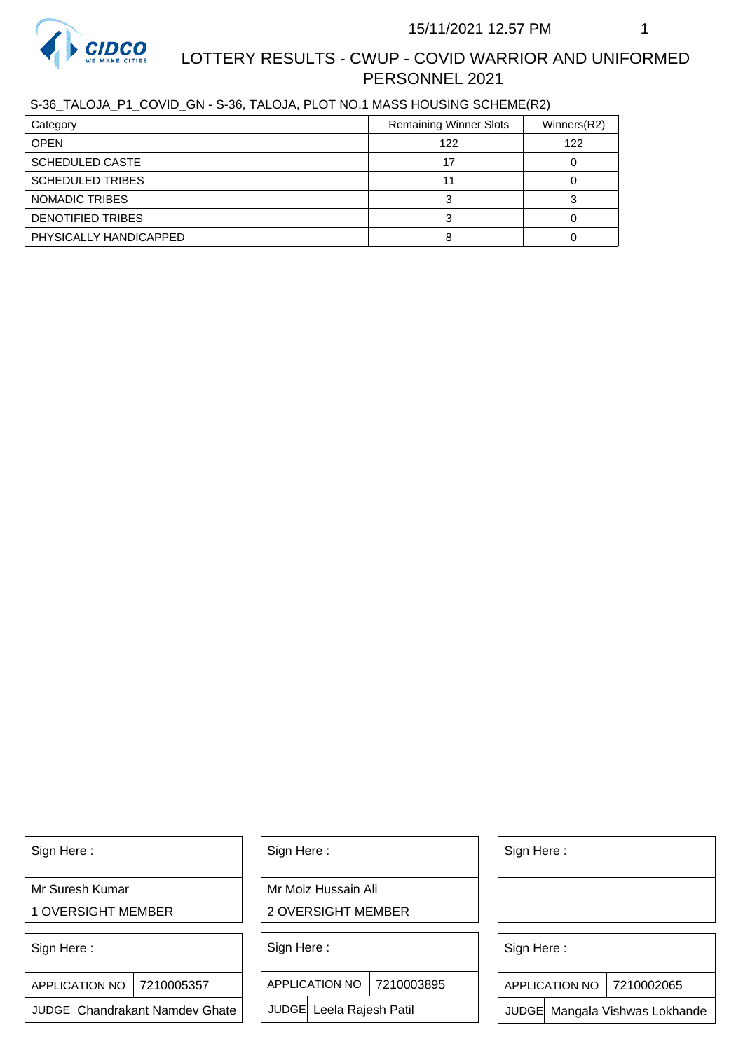# LOTTERY RESULTS - CWUP - COVID WARRIOR AND UNIFORMED PERSONNEL 2021

15/11/2021 12.57 PM

S-36_TALOJA_P1_COVID_GN - S-36, TALOJA, PLOT NO.1 MASS HOUSING SCHEME(R2)

| Category | Remaining Winner Slots | Winners(R2) |
|---|---|---|
| OPEN | 122 | 122 |
| SCHEDULED CASTE | 17 | 0 |
| SCHEDULED TRIBES | 11 | 0 |
| NOMADIC TRIBES | 3 | 3 |
| DENOTIFIED TRIBES | 3 | 0 |
| PHYSICALLY HANDICAPPED | 8 | 0 |

| Sign Here : | Sign Here : | Sign Here : |
|---|---|---|
| Mr Suresh Kumar | Mr Moiz Hussain Ali | |
| 1 OVERSIGHT MEMBER | 2 OVERSIGHT MEMBER | |

| Sign Here : | | Sign Here : | | Sign Here : | |
|---|---|---|---|---|---|
| APPLICATION NO | 7210005357 | APPLICATION NO | 7210003895 | APPLICATION NO | 7210002065 |
| JUDGE | Chandrakant Namdev Ghate | JUDGE | Leela Rajesh Patil | JUDGE | Mangala Vishwas Lokhande |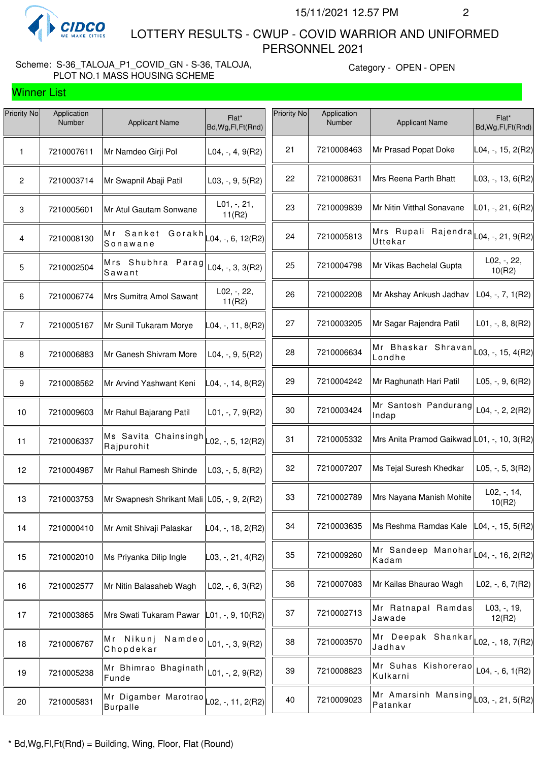15/11/2021 12.57 PM

# LOTTERY RESULTS - CWUP - COVID WARRIOR AND UNIFORMED PERSONNEL 2021

Scheme: S-36_TALOJA_P1_COVID_GN - S-36, TALOJA, PLOT NO.1 MASS HOUSING SCHEME

Category - OPEN - OPEN

## Winner List

| Priority No | Application Number | Applicant Name | Flat* Bd,Wg,Fl,Ft(Rnd) |
|---|---|---|---|
| 1 | 7210007611 | Mr Namdeo Girji Pol | L04, -, 4, 9(R2) |
| 2 | 7210003714 | Mr Swapnil Abaji Patil | L03, -, 9, 5(R2) |
| 3 | 7210005601 | Mr Atul Gautam Sonwane | L01, -, 21, 11(R2) |
| 4 | 7210008130 | Mr Sanket Gorakh Sonawane | L04, -, 6, 12(R2) |
| 5 | 7210002504 | Mrs Shubhra Parag Sawant | L04, -, 3, 3(R2) |
| 6 | 7210006774 | Mrs Sumitra Amol Sawant | L02, -, 22, 11(R2) |
| 7 | 7210005167 | Mr Sunil Tukaram Morye | L04, -, 11, 8(R2) |
| 8 | 7210006883 | Mr Ganesh Shivram More | L04, -, 9, 5(R2) |
| 9 | 7210008562 | Mr Arvind Yashwant Keni | L04, -, 14, 8(R2) |
| 10 | 7210009603 | Mr Rahul Bajarang Patil | L01, -, 7, 9(R2) |
| 11 | 7210006337 | Ms Savita Chainsingh Rajpurohit | L02, -, 5, 12(R2) |
| 12 | 7210004987 | Mr Rahul Ramesh Shinde | L03, -, 5, 8(R2) |
| 13 | 7210003753 | Mr Swapnesh Shrikant Mali | L05, -, 9, 2(R2) |
| 14 | 7210000410 | Mr Amit Shivaji Palaskar | L04, -, 18, 2(R2) |
| 15 | 7210002010 | Ms Priyanka Dilip Ingle | L03, -, 21, 4(R2) |
| 16 | 7210002577 | Mr Nitin Balasaheb Wagh | L02, -, 6, 3(R2) |
| 17 | 7210003865 | Mrs Swati Tukaram Pawar | L01, -, 9, 10(R2) |
| 18 | 7210006767 | Mr Nikunj Namdeo Chopdekar | L01, -, 3, 9(R2) |
| 19 | 7210005238 | Mr Bhimrao Bhaginath Funde | L01, -, 2, 9(R2) |
| 20 | 7210005831 | Mr Digamber Marotrao Burpalle | L02, -, 11, 2(R2) |
| 21 | 7210008463 | Mr Prasad Popat Doke | L04, -, 15, 2(R2) |
| 22 | 7210008631 | Mrs Reena Parth Bhatt | L03, -, 13, 6(R2) |
| 23 | 7210009839 | Mr Nitin Vitthal Sonavane | L01, -, 21, 6(R2) |
| 24 | 7210005813 | Mrs Rupali Rajendra Uttekar | L04, -, 21, 9(R2) |
| 25 | 7210004798 | Mr Vikas Bachelal Gupta | L02, -, 22, 10(R2) |
| 26 | 7210002208 | Mr Akshay Ankush Jadhav | L04, -, 7, 1(R2) |
| 27 | 7210003205 | Mr Sagar Rajendra Patil | L01, -, 8, 8(R2) |
| 28 | 7210006634 | Mr Bhaskar Shravan Londhe | L03, -, 15, 4(R2) |
| 29 | 7210004242 | Mr Raghunath Hari Patil | L05, -, 9, 6(R2) |
| 30 | 7210003424 | Mr Santosh Pandurang Indap | L04, -, 2, 2(R2) |
| 31 | 7210005332 | Mrs Anita Pramod Gaikwad | L01, -, 10, 3(R2) |
| 32 | 7210007207 | Ms Tejal Suresh Khedkar | L05, -, 5, 3(R2) |
| 33 | 7210002789 | Mrs Nayana Manish Mohite | L02, -, 14, 10(R2) |
| 34 | 7210003635 | Ms Reshma Ramdas Kale | L04, -, 15, 5(R2) |
| 35 | 7210009260 | Mr Sandeep Manohar Kadam | L04, -, 16, 2(R2) |
| 36 | 7210007083 | Mr Kailas Bhaurao Wagh | L02, -, 6, 7(R2) |
| 37 | 7210002713 | Mr Ratnapal Ramdas Jawade | L03, -, 19, 12(R2) |
| 38 | 7210003570 | Mr Deepak Shankar Jadhav | L02, -, 18, 7(R2) |
| 39 | 7210008823 | Mr Suhas Kishorerao Kulkarni | L04, -, 6, 1(R2) |
| 40 | 7210009023 | Mr Amarsinh Mansing Patankar | L03, -, 21, 5(R2) |

* Bd,Wg,Fl,Ft(Rnd) = Building, Wing, Floor, Flat (Round)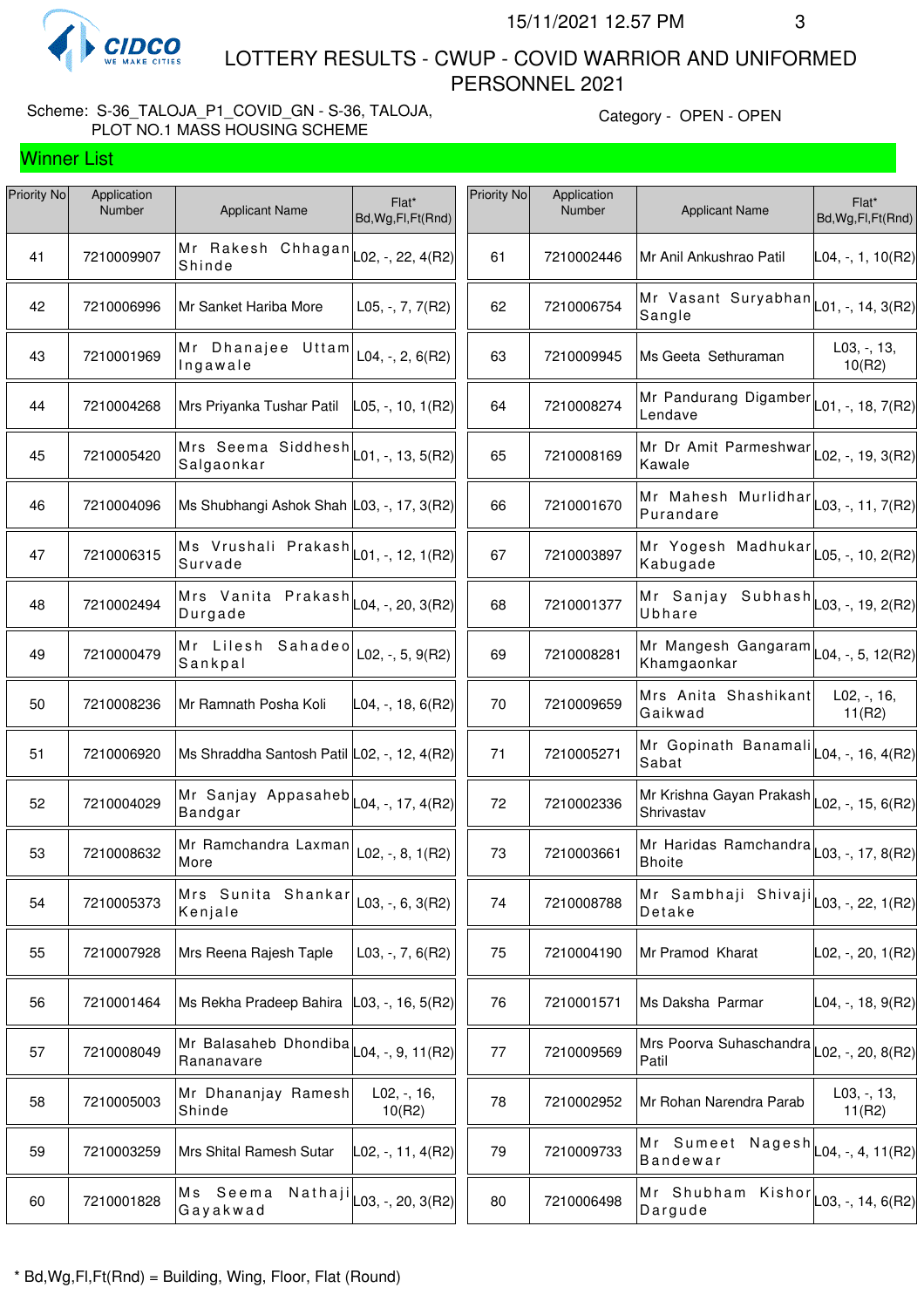# LOTTERY RESULTS - CWUP - COVID WARRIOR AND UNIFORMED PERSONNEL 2021

15/11/2021 12.57 PM

Scheme: S-36_TALOJA_P1_COVID_GN - S-36, TALOJA, PLOT NO.1 MASS HOUSING SCHEME

Category - OPEN - OPEN

## Winner List

| Priority No | Application Number | Applicant Name | Flat* Bd,Wg,Fl,Ft(Rnd) |
|---|---|---|---|
| 41 | 7210009907 | Mr Rakesh Chhagan Shinde | L02, -, 22, 4(R2) |
| 42 | 7210006996 | Mr Sanket Hariba More | L05, -, 7, 7(R2) |
| 43 | 7210001969 | Mr Dhanajee Uttam Ingawale | L04, -, 2, 6(R2) |
| 44 | 7210004268 | Mrs Priyanka Tushar Patil | L05, -, 10, 1(R2) |
| 45 | 7210005420 | Mrs Seema Siddhesh Salgaonkar | L01, -, 13, 5(R2) |
| 46 | 7210004096 | Ms Shubhangi Ashok Shah | L03, -, 17, 3(R2) |
| 47 | 7210006315 | Ms Vrushali Prakash Survade | L01, -, 12, 1(R2) |
| 48 | 7210002494 | Mrs Vanita Prakash Durgade | L04, -, 20, 3(R2) |
| 49 | 7210000479 | Mr Lilesh Sahadeo Sankpal | L02, -, 5, 9(R2) |
| 50 | 7210008236 | Mr Ramnath Posha Koli | L04, -, 18, 6(R2) |
| 51 | 7210006920 | Ms Shraddha Santosh Patil | L02, -, 12, 4(R2) |
| 52 | 7210004029 | Mr Sanjay Appasaheb Bandgar | L04, -, 17, 4(R2) |
| 53 | 7210008632 | Mr Ramchandra Laxman More | L02, -, 8, 1(R2) |
| 54 | 7210005373 | Mrs Sunita Shankar Kenjale | L03, -, 6, 3(R2) |
| 55 | 7210007928 | Mrs Reena Rajesh Taple | L03, -, 7, 6(R2) |
| 56 | 7210001464 | Ms Rekha Pradeep Bahira | L03, -, 16, 5(R2) |
| 57 | 7210008049 | Mr Balasaheb Dhondiba Rananavare | L04, -, 9, 11(R2) |
| 58 | 7210005003 | Mr Dhananjay Ramesh Shinde | L02, -, 16, 10(R2) |
| 59 | 7210003259 | Mrs Shital Ramesh Sutar | L02, -, 11, 4(R2) |
| 60 | 7210001828 | Ms Seema Nathaji Gayakwad | L03, -, 20, 3(R2) |
| 61 | 7210002446 | Mr Anil Ankushrao Patil | L04, -, 1, 10(R2) |
| 62 | 7210006754 | Mr Vasant Suryabhan Sangle | L01, -, 14, 3(R2) |
| 63 | 7210009945 | Ms Geeta Sethuraman | L03, -, 13, 10(R2) |
| 64 | 7210008274 | Mr Pandurang Digamber Lendave | L01, -, 18, 7(R2) |
| 65 | 7210008169 | Mr Dr Amit Parmeshwar Kawale | L02, -, 19, 3(R2) |
| 66 | 7210001670 | Mr Mahesh Murlidhar Purandare | L03, -, 11, 7(R2) |
| 67 | 7210003897 | Mr Yogesh Madhukar Kabugade | L05, -, 10, 2(R2) |
| 68 | 7210001377 | Mr Sanjay Subhash Ubhare | L03, -, 19, 2(R2) |
| 69 | 7210008281 | Mr Mangesh Gangaram Khamgaonkar | L04, -, 5, 12(R2) |
| 70 | 7210009659 | Mrs Anita Shashikant Gaikwad | L02, -, 16, 11(R2) |
| 71 | 7210005271 | Mr Gopinath Banamali Sabat | L04, -, 16, 4(R2) |
| 72 | 7210002336 | Mr Krishna Gayan Prakash Shrivastav | L02, -, 15, 6(R2) |
| 73 | 7210003661 | Mr Haridas Ramchandra Bhoite | L03, -, 17, 8(R2) |
| 74 | 7210008788 | Mr Sambhaji Shivaji Detake | L03, -, 22, 1(R2) |
| 75 | 7210004190 | Mr Pramod Kharat | L02, -, 20, 1(R2) |
| 76 | 7210001571 | Ms Daksha Parmar | L04, -, 18, 9(R2) |
| 77 | 7210009569 | Mrs Poorva Suhaschandra Patil | L02, -, 20, 8(R2) |
| 78 | 7210002952 | Mr Rohan Narendra Parab | L03, -, 13, 11(R2) |
| 79 | 7210009733 | Mr Sumeet Nagesh Bandewar | L04, -, 4, 11(R2) |
| 80 | 7210006498 | Mr Shubham Kishor Dargude | L03, -, 14, 6(R2) |

* Bd,Wg,Fl,Ft(Rnd) = Building, Wing, Floor, Flat (Round)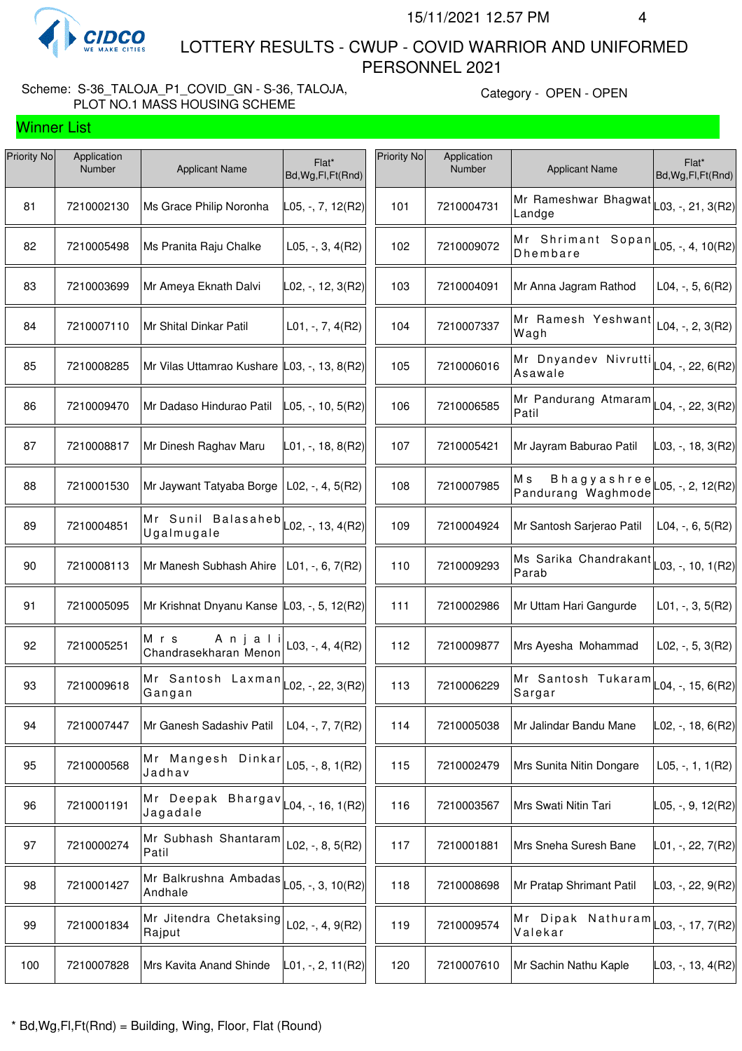CIDCO WE MAKE CITIES

15/11/2021 12.57 PM

# LOTTERY RESULTS - CWUP - COVID WARRIOR AND UNIFORMED PERSONNEL 2021

Scheme: S-36_TALOJA_P1_COVID_GN - S-36, TALOJA, PLOT NO.1 MASS HOUSING SCHEME

Category - OPEN - OPEN

## Winner List

| Priority No | Application Number | Applicant Name | Flat* Bd,Wg,Fl,Ft(Rnd) |
|---|---|---|---|
| 81 | 7210002130 | Ms Grace Philip Noronha | L05, -, 7, 12(R2) |
| 82 | 7210005498 | Ms Pranita Raju Chalke | L05, -, 3, 4(R2) |
| 83 | 7210003699 | Mr Ameya Eknath Dalvi | L02, -, 12, 3(R2) |
| 84 | 7210007110 | Mr Shital Dinkar Patil | L01, -, 7, 4(R2) |
| 85 | 7210008285 | Mr Vilas Uttamrao Kushare | L03, -, 13, 8(R2) |
| 86 | 7210009470 | Mr Dadaso Hindurao Patil | L05, -, 10, 5(R2) |
| 87 | 7210008817 | Mr Dinesh Raghav Maru | L01, -, 18, 8(R2) |
| 88 | 7210001530 | Mr Jaywant Tatyaba Borge | L02, -, 4, 5(R2) |
| 89 | 7210004851 | Mr Sunil Balasaheb Ugalmugale | L02, -, 13, 4(R2) |
| 90 | 7210008113 | Mr Manesh Subhash Ahire | L01, -, 6, 7(R2) |
| 91 | 7210005095 | Mr Krishnat Dnyanu Kanse | L03, -, 5, 12(R2) |
| 92 | 7210005251 | Mrs Anjali Chandrasekharan Menon | L03, -, 4, 4(R2) |
| 93 | 7210009618 | Mr Santosh Laxman Gangan | L02, -, 22, 3(R2) |
| 94 | 7210007447 | Mr Ganesh Sadashiv Patil | L04, -, 7, 7(R2) |
| 95 | 7210000568 | Mr Mangesh Dinkar Jadhav | L05, -, 8, 1(R2) |
| 96 | 7210001191 | Mr Deepak Bhargav Jagadale | L04, -, 16, 1(R2) |
| 97 | 7210000274 | Mr Subhash Shantaram Patil | L02, -, 8, 5(R2) |
| 98 | 7210001427 | Mr Balkrushna Ambadas Andhale | L05, -, 3, 10(R2) |
| 99 | 7210001834 | Mr Jitendra Chetaksing Rajput | L02, -, 4, 9(R2) |
| 100 | 7210007828 | Mrs Kavita Anand Shinde | L01, -, 2, 11(R2) |
| 101 | 7210004731 | Mr Rameshwar Bhagwat Landge | L03, -, 21, 3(R2) |
| 102 | 7210009072 | Mr Shrimant Sopan Dhembare | L05, -, 4, 10(R2) |
| 103 | 7210004091 | Mr Anna Jagram Rathod | L04, -, 5, 6(R2) |
| 104 | 7210007337 | Mr Ramesh Yeshwant Wagh | L04, -, 2, 3(R2) |
| 105 | 7210006016 | Mr Dnyandev Nivrutti Asawale | L04, -, 22, 6(R2) |
| 106 | 7210006585 | Mr Pandurang Atmaram Patil | L04, -, 22, 3(R2) |
| 107 | 7210005421 | Mr Jayram Baburao Patil | L03, -, 18, 3(R2) |
| 108 | 7210007985 | Ms Bhagyashree Pandurang Waghmode | L05, -, 2, 12(R2) |
| 109 | 7210004924 | Mr Santosh Sarjerao Patil | L04, -, 6, 5(R2) |
| 110 | 7210009293 | Ms Sarika Chandrakant Parab | L03, -, 10, 1(R2) |
| 111 | 7210002986 | Mr Uttam Hari Gangurde | L01, -, 3, 5(R2) |
| 112 | 7210009877 | Mrs Ayesha Mohammad | L02, -, 5, 3(R2) |
| 113 | 7210006229 | Mr Santosh Tukaram Sargar | L04, -, 15, 6(R2) |
| 114 | 7210005038 | Mr Jalindar Bandu Mane | L02, -, 18, 6(R2) |
| 115 | 7210002479 | Mrs Sunita Nitin Dongare | L05, -, 1, 1(R2) |
| 116 | 7210003567 | Mrs Swati Nitin Tari | L05, -, 9, 12(R2) |
| 117 | 7210001881 | Mrs Sneha Suresh Bane | L01, -, 22, 7(R2) |
| 118 | 7210008698 | Mr Pratap Shrimant Patil | L03, -, 22, 9(R2) |
| 119 | 7210009574 | Mr Dipak Nathuram Valekar | L03, -, 17, 7(R2) |
| 120 | 7210007610 | Mr Sachin Nathu Kaple | L03, -, 13, 4(R2) |

* Bd,Wg,Fl,Ft(Rnd) = Building, Wing, Floor, Flat (Round)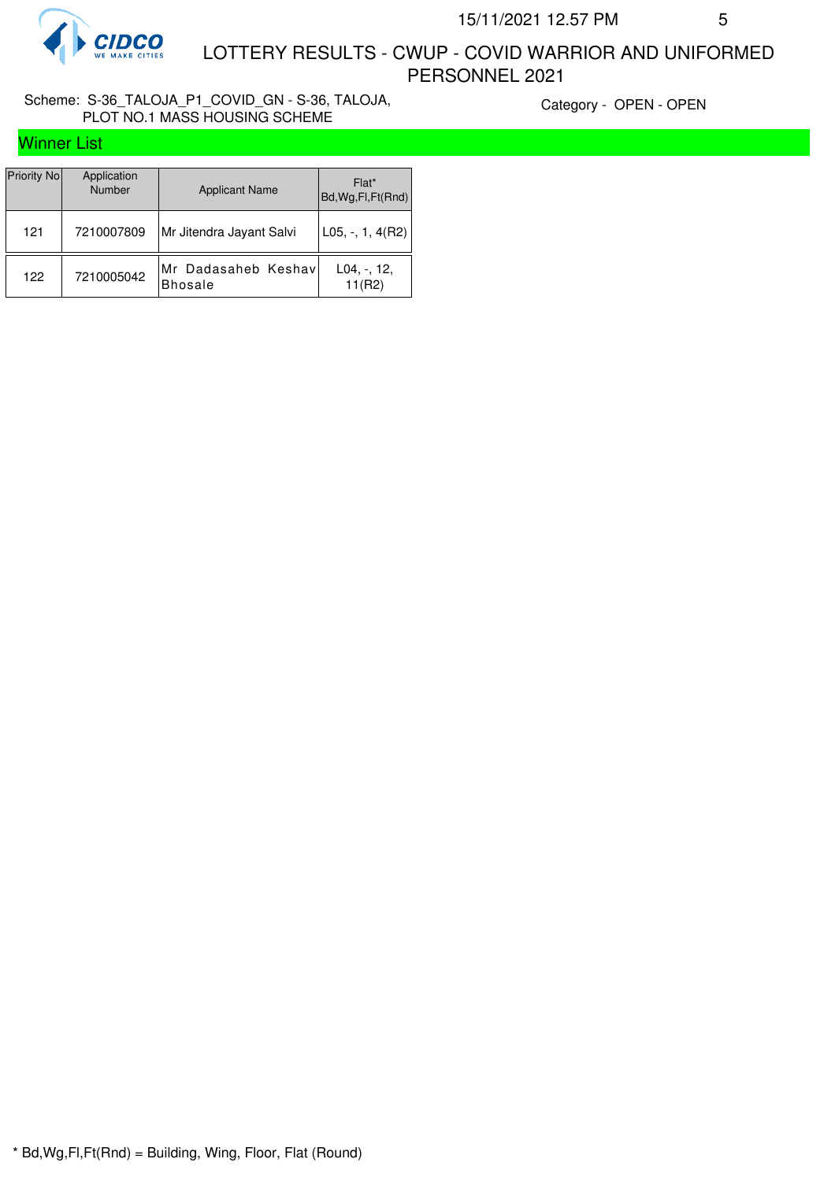# LOTTERY RESULTS - CWUP - COVID WARRIOR AND UNIFORMED PERSONNEL 2021

Scheme: S-36_TALOJA_P1_COVID_GN - S-36, TALOJA, PLOT NO.1 MASS HOUSING SCHEME

Category - OPEN - OPEN

## Winner List

| Priority No | Application Number | Applicant Name | Flat* Bd,Wg,Fl,Ft(Rnd) |
|---|---|---|---|
| 121 | 7210007809 | Mr Jitendra Jayant Salvi | L05, -, 1, 4(R2) |
| 122 | 7210005042 | Mr Dadasaheb Keshav Bhosale | L04, -, 12, 11(R2) |

* Bd,Wg,Fl,Ft(Rnd) = Building, Wing, Floor, Flat (Round)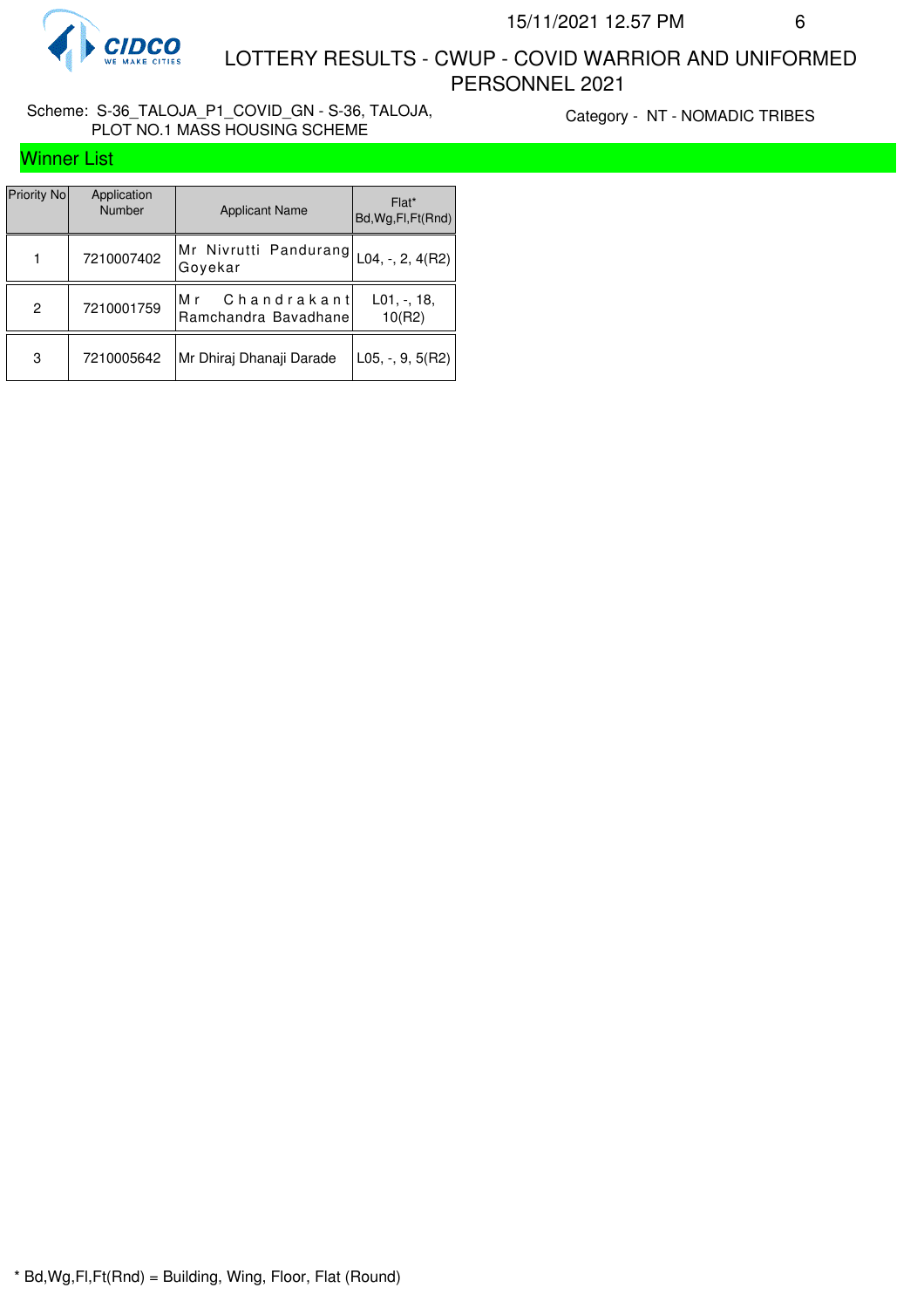# LOTTERY RESULTS - CWUP - COVID WARRIOR AND UNIFORMED PERSONNEL 2021

Scheme: S-36_TALOJA_P1_COVID_GN - S-36, TALOJA, PLOT NO.1 MASS HOUSING SCHEME

Category - NT - NOMADIC TRIBES

## Winner List

| Priority No | Application Number | Applicant Name | Flat* Bd,Wg,Fl,Ft(Rnd) |
|---|---|---|---|
| 1 | 7210007402 | Mr Nivrutti Pandurang Goyekar | L04, -, 2, 4(R2) |
| 2 | 7210001759 | Mr Chandrakant Ramchandra Bavadhane | L01, -, 18, 10(R2) |
| 3 | 7210005642 | Mr Dhiraj Dhanaji Darade | L05, -, 9, 5(R2) |

* Bd,Wg,Fl,Ft(Rnd) = Building, Wing, Floor, Flat (Round)